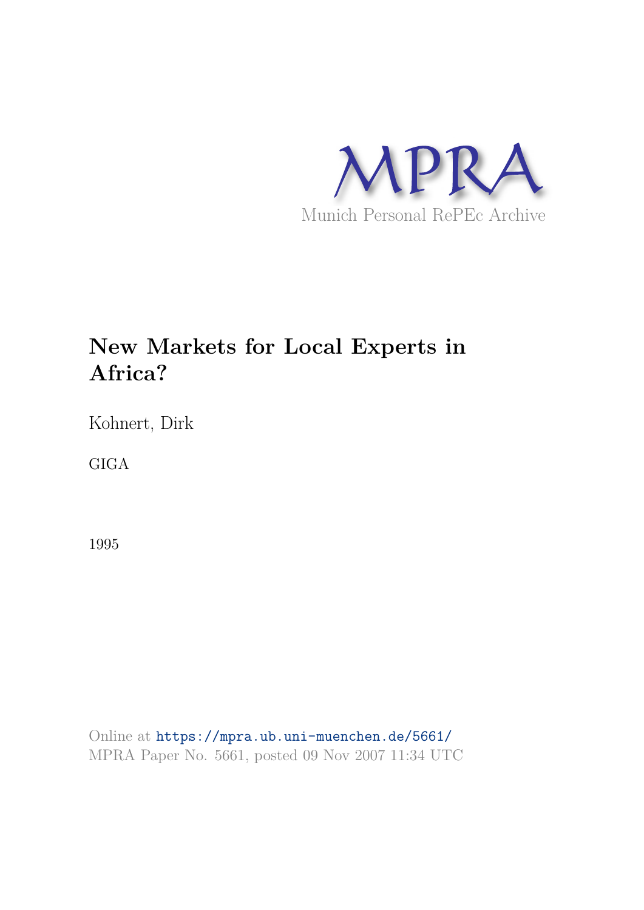MPRA

Munich Personal RePEc Archive

# New Markets for Local Experts in Africa?

Kohnert, Dirk

GIGA

1995

Online at https://mpra.ub.uni-muenchen.de/5661/
MPRA Paper No. 5661, posted 09 Nov 2007 11:34 UTC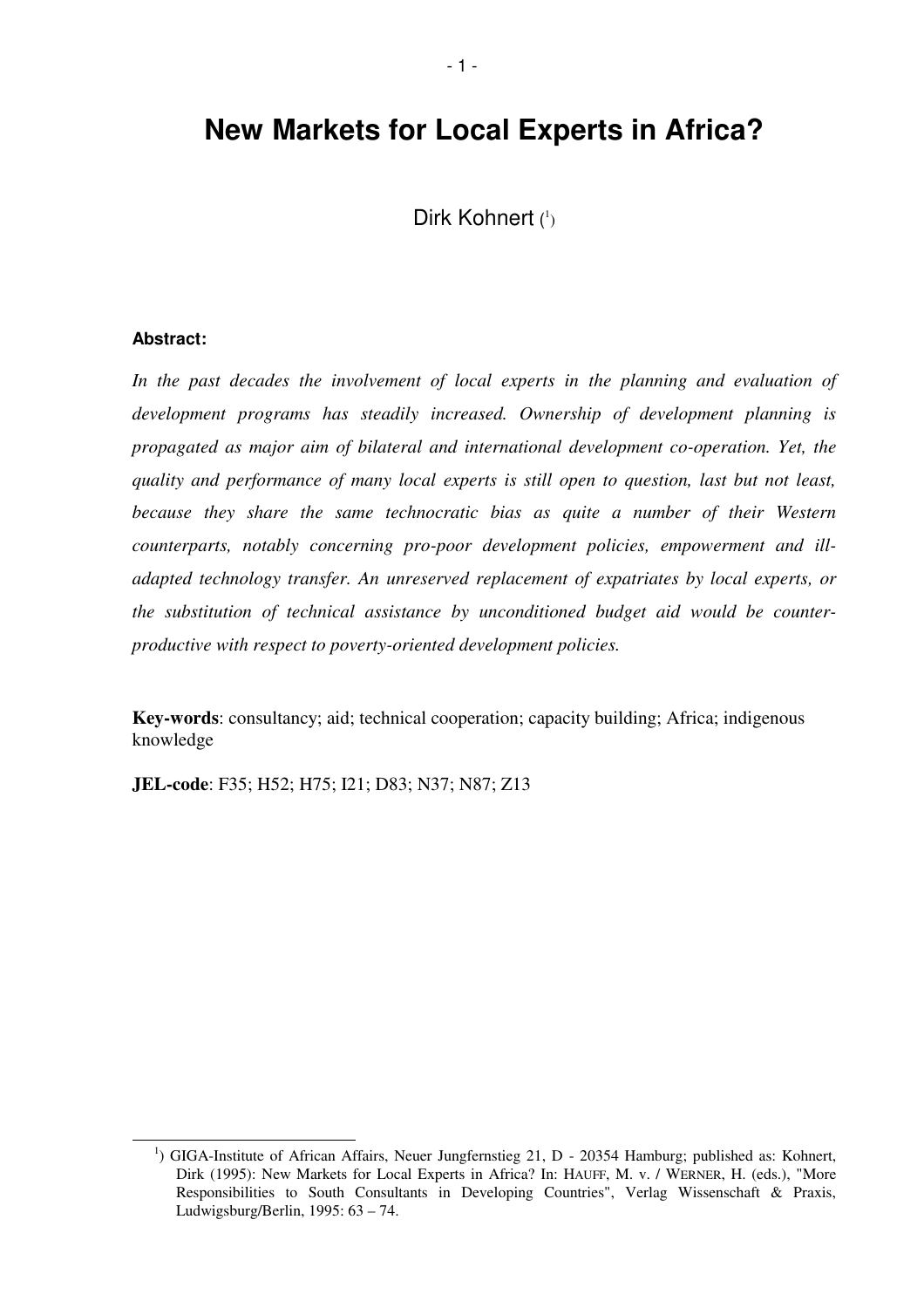# New Markets for Local Experts in Africa?

Dirk Kohnert [1]

**Abstract:**

*In the past decades the involvement of local experts in the planning and evaluation of development programs has steadily increased. Ownership of development planning is propagated as major aim of bilateral and international development co-operation. Yet, the quality and performance of many local experts is still open to question, last but not least, because they share the same technocratic bias as quite a number of their Western counterparts, notably concerning pro-poor development policies, empowerment and ill-adapted technology transfer. An unreserved replacement of expatriates by local experts, or the substitution of technical assistance by unconditioned budget aid would be counter-productive with respect to poverty-oriented development policies.*

**Key-words**: consultancy; aid; technical cooperation; capacity building; Africa; indigenous knowledge

**JEL-code**: F35; H52; H75; I21; D83; N37; N87; Z13

---

[1]) GIGA-Institute of African Affairs, Neuer Jungfernstieg 21, D - 20354 Hamburg; published as: Kohnert, Dirk (1995): New Markets for Local Experts in Africa? In: HAUFF, M. v. / WERNER, H. (eds.), "More Responsibilities to South Consultants in Developing Countries", Verlag Wissenschaft & Praxis, Ludwigsburg/Berlin, 1995: 63 – 74.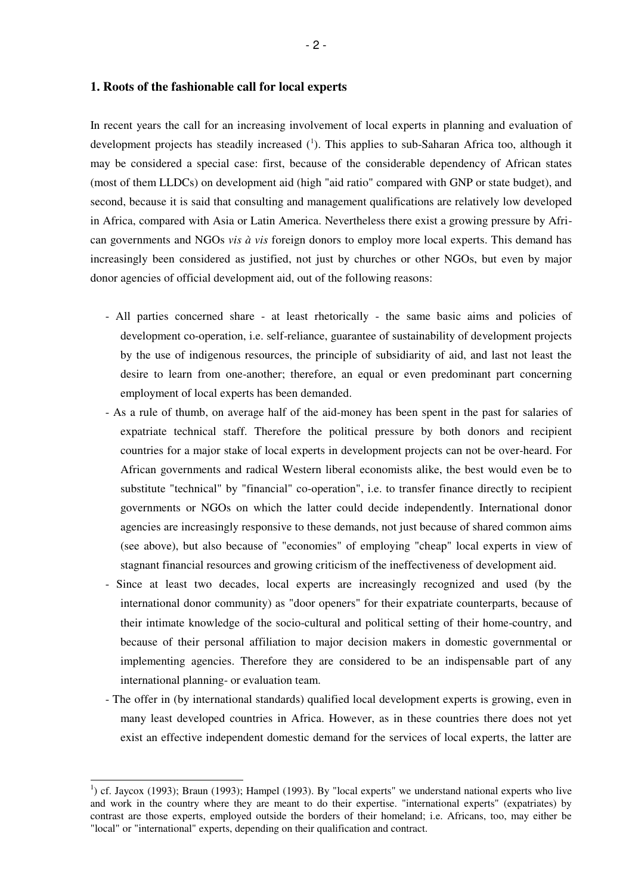## 1. Roots of the fashionable call for local experts

In recent years the call for an increasing involvement of local experts in planning and evaluation of development projects has steadily increased ([1]). This applies to sub-Saharan Africa too, although it may be considered a special case: first, because of the considerable dependency of African states (most of them LLDCs) on development aid (high "aid ratio" compared with GNP or state budget), and second, because it is said that consulting and management qualifications are relatively low developed in Africa, compared with Asia or Latin America. Nevertheless there exist a growing pressure by African governments and NGOs *vis à vis* foreign donors to employ more local experts. This demand has increasingly been considered as justified, not just by churches or other NGOs, but even by major donor agencies of official development aid, out of the following reasons:

- All parties concerned share - at least rhetorically - the same basic aims and policies of development co-operation, i.e. self-reliance, guarantee of sustainability of development projects by the use of indigenous resources, the principle of subsidiarity of aid, and last not least the desire to learn from one-another; therefore, an equal or even predominant part concerning employment of local experts has been demanded.
- As a rule of thumb, on average half of the aid-money has been spent in the past for salaries of expatriate technical staff. Therefore the political pressure by both donors and recipient countries for a major stake of local experts in development projects can not be over-heard. For African governments and radical Western liberal economists alike, the best would even be to substitute "technical" by "financial" co-operation", i.e. to transfer finance directly to recipient governments or NGOs on which the latter could decide independently. International donor agencies are increasingly responsive to these demands, not just because of shared common aims (see above), but also because of "economies" of employing "cheap" local experts in view of stagnant financial resources and growing criticism of the ineffectiveness of development aid.
- Since at least two decades, local experts are increasingly recognized and used (by the international donor community) as "door openers" for their expatriate counterparts, because of their intimate knowledge of the socio-cultural and political setting of their home-country, and because of their personal affiliation to major decision makers in domestic governmental or implementing agencies. Therefore they are considered to be an indispensable part of any international planning- or evaluation team.
- The offer in (by international standards) qualified local development experts is growing, even in many least developed countries in Africa. However, as in these countries there does not yet exist an effective independent domestic demand for the services of local experts, the latter are

---

[1]) cf. Jaycox (1993); Braun (1993); Hampel (1993). By "local experts" we understand national experts who live and work in the country where they are meant to do their expertise. "international experts" (expatriates) by contrast are those experts, employed outside the borders of their homeland; i.e. Africans, too, may either be "local" or "international" experts, depending on their qualification and contract.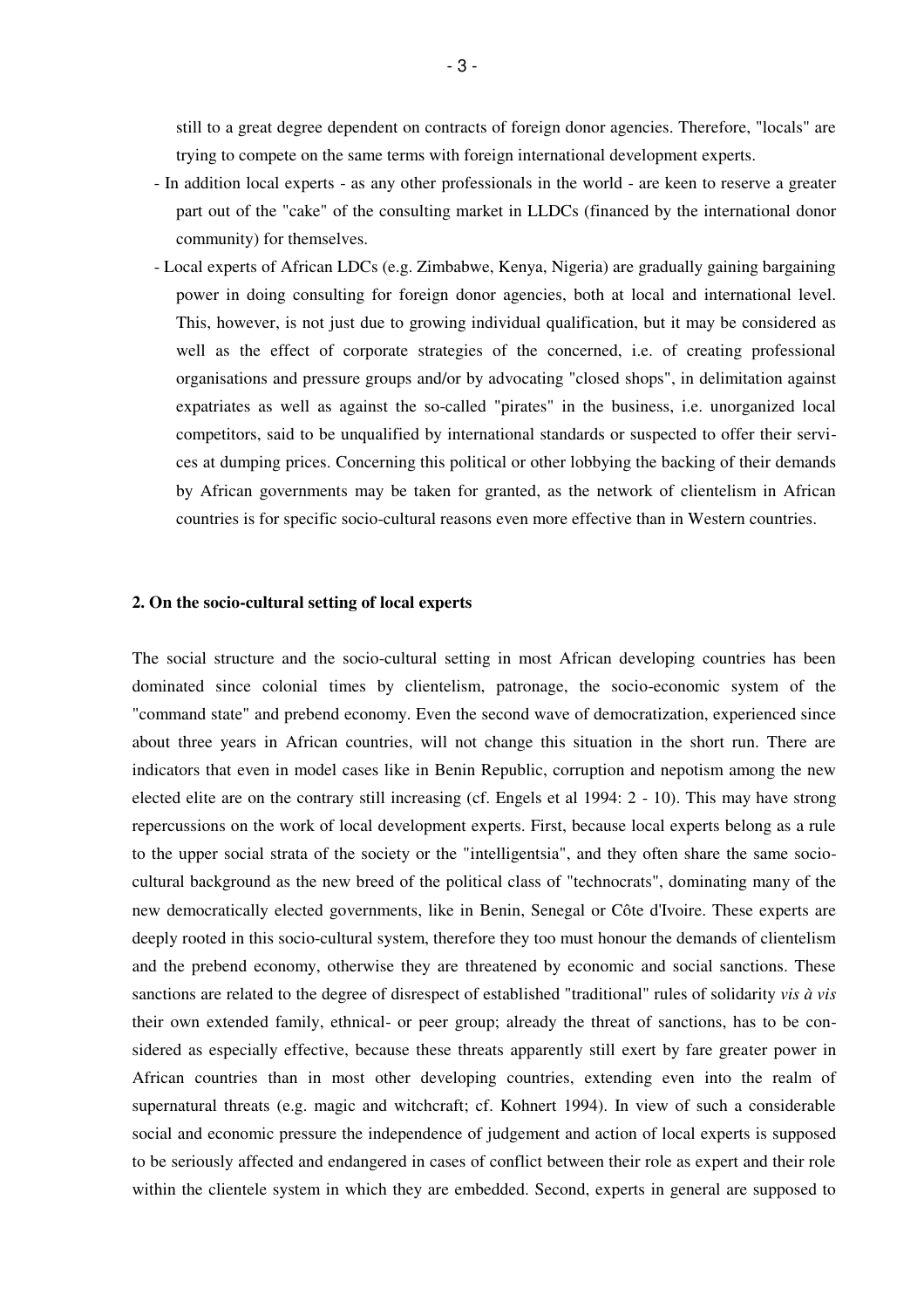still to a great degree dependent on contracts of foreign donor agencies. Therefore, "locals" are trying to compete on the same terms with foreign international development experts.

- In addition local experts - as any other professionals in the world - are keen to reserve a greater part out of the "cake" of the consulting market in LLDCs (financed by the international donor community) for themselves.
- Local experts of African LDCs (e.g. Zimbabwe, Kenya, Nigeria) are gradually gaining bargaining power in doing consulting for foreign donor agencies, both at local and international level. This, however, is not just due to growing individual qualification, but it may be considered as well as the effect of corporate strategies of the concerned, i.e. of creating professional organisations and pressure groups and/or by advocating "closed shops", in delimitation against expatriates as well as against the so-called "pirates" in the business, i.e. unorganized local competitors, said to be unqualified by international standards or suspected to offer their services at dumping prices. Concerning this political or other lobbying the backing of their demands by African governments may be taken for granted, as the network of clientelism in African countries is for specific socio-cultural reasons even more effective than in Western countries.

**2. On the socio-cultural setting of local experts**

The social structure and the socio-cultural setting in most African developing countries has been dominated since colonial times by clientelism, patronage, the socio-economic system of the "command state" and prebend economy. Even the second wave of democratization, experienced since about three years in African countries, will not change this situation in the short run. There are indicators that even in model cases like in Benin Republic, corruption and nepotism among the new elected elite are on the contrary still increasing (cf. Engels et al 1994: 2 - 10). This may have strong repercussions on the work of local development experts. First, because local experts belong as a rule to the upper social strata of the society or the "intelligentsia", and they often share the same socio-cultural background as the new breed of the political class of "technocrats", dominating many of the new democratically elected governments, like in Benin, Senegal or Côte d'Ivoire. These experts are deeply rooted in this socio-cultural system, therefore they too must honour the demands of clientelism and the prebend economy, otherwise they are threatened by economic and social sanctions. These sanctions are related to the degree of disrespect of established "traditional" rules of solidarity *vis à vis* their own extended family, ethnical- or peer group; already the threat of sanctions, has to be considered as especially effective, because these threats apparently still exert by fare greater power in African countries than in most other developing countries, extending even into the realm of supernatural threats (e.g. magic and witchcraft; cf. Kohnert 1994). In view of such a considerable social and economic pressure the independence of judgement and action of local experts is supposed to be seriously affected and endangered in cases of conflict between their role as expert and their role within the clientele system in which they are embedded. Second, experts in general are supposed to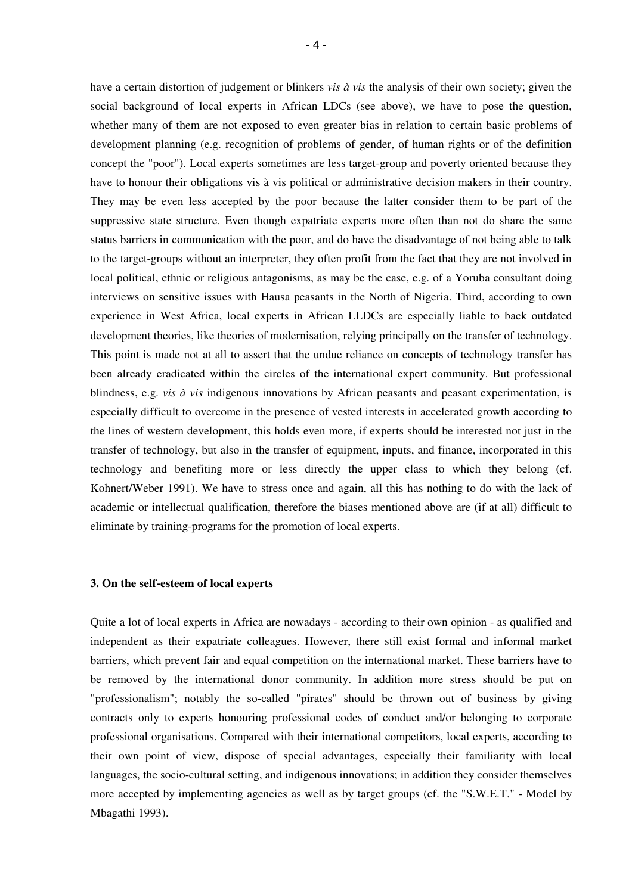have a certain distortion of judgement or blinkers *vis à vis* the analysis of their own society; given the social background of local experts in African LDCs (see above), we have to pose the question, whether many of them are not exposed to even greater bias in relation to certain basic problems of development planning (e.g. recognition of problems of gender, of human rights or of the definition concept the "poor"). Local experts sometimes are less target-group and poverty oriented because they have to honour their obligations vis à vis political or administrative decision makers in their country. They may be even less accepted by the poor because the latter consider them to be part of the suppressive state structure. Even though expatriate experts more often than not do share the same status barriers in communication with the poor, and do have the disadvantage of not being able to talk to the target-groups without an interpreter, they often profit from the fact that they are not involved in local political, ethnic or religious antagonisms, as may be the case, e.g. of a Yoruba consultant doing interviews on sensitive issues with Hausa peasants in the North of Nigeria. Third, according to own experience in West Africa, local experts in African LLDCs are especially liable to back outdated development theories, like theories of modernisation, relying principally on the transfer of technology. This point is made not at all to assert that the undue reliance on concepts of technology transfer has been already eradicated within the circles of the international expert community. But professional blindness, e.g. *vis à vis* indigenous innovations by African peasants and peasant experimentation, is especially difficult to overcome in the presence of vested interests in accelerated growth according to the lines of western development, this holds even more, if experts should be interested not just in the transfer of technology, but also in the transfer of equipment, inputs, and finance, incorporated in this technology and benefiting more or less directly the upper class to which they belong (cf. Kohnert/Weber 1991). We have to stress once and again, all this has nothing to do with the lack of academic or intellectual qualification, therefore the biases mentioned above are (if at all) difficult to eliminate by training-programs for the promotion of local experts.

### 3. On the self-esteem of local experts

Quite a lot of local experts in Africa are nowadays - according to their own opinion - as qualified and independent as their expatriate colleagues. However, there still exist formal and informal market barriers, which prevent fair and equal competition on the international market. These barriers have to be removed by the international donor community. In addition more stress should be put on "professionalism"; notably the so-called "pirates" should be thrown out of business by giving contracts only to experts honouring professional codes of conduct and/or belonging to corporate professional organisations. Compared with their international competitors, local experts, according to their own point of view, dispose of special advantages, especially their familiarity with local languages, the socio-cultural setting, and indigenous innovations; in addition they consider themselves more accepted by implementing agencies as well as by target groups (cf. the "S.W.E.T." - Model by Mbagathi 1993).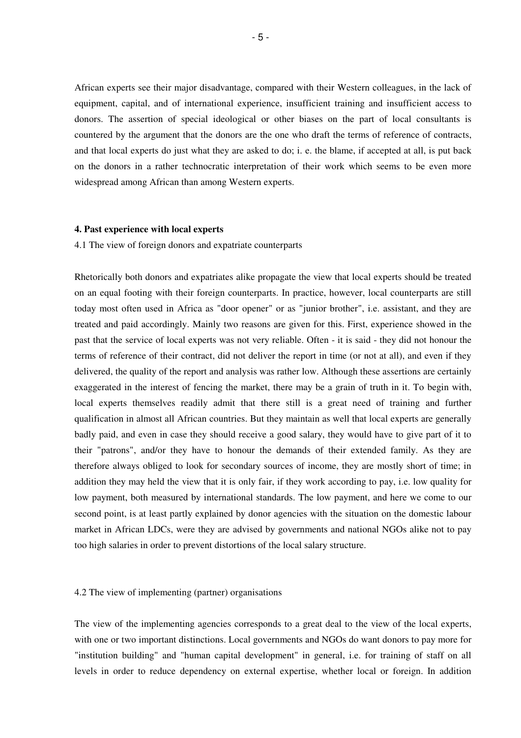African experts see their major disadvantage, compared with their Western colleagues, in the lack of equipment, capital, and of international experience, insufficient training and insufficient access to donors. The assertion of special ideological or other biases on the part of local consultants is countered by the argument that the donors are the one who draft the terms of reference of contracts, and that local experts do just what they are asked to do; i. e. the blame, if accepted at all, is put back on the donors in a rather technocratic interpretation of their work which seems to be even more widespread among African than among Western experts.

**4. Past experience with local experts**

4.1 The view of foreign donors and expatriate counterparts

Rhetorically both donors and expatriates alike propagate the view that local experts should be treated on an equal footing with their foreign counterparts. In practice, however, local counterparts are still today most often used in Africa as "door opener" or as "junior brother", i.e. assistant, and they are treated and paid accordingly. Mainly two reasons are given for this. First, experience showed in the past that the service of local experts was not very reliable. Often - it is said - they did not honour the terms of reference of their contract, did not deliver the report in time (or not at all), and even if they delivered, the quality of the report and analysis was rather low. Although these assertions are certainly exaggerated in the interest of fencing the market, there may be a grain of truth in it. To begin with, local experts themselves readily admit that there still is a great need of training and further qualification in almost all African countries. But they maintain as well that local experts are generally badly paid, and even in case they should receive a good salary, they would have to give part of it to their "patrons", and/or they have to honour the demands of their extended family. As they are therefore always obliged to look for secondary sources of income, they are mostly short of time; in addition they may held the view that it is only fair, if they work according to pay, i.e. low quality for low payment, both measured by international standards. The low payment, and here we come to our second point, is at least partly explained by donor agencies with the situation on the domestic labour market in African LDCs, were they are advised by governments and national NGOs alike not to pay too high salaries in order to prevent distortions of the local salary structure.

4.2 The view of implementing (partner) organisations

The view of the implementing agencies corresponds to a great deal to the view of the local experts, with one or two important distinctions. Local governments and NGOs do want donors to pay more for "institution building" and "human capital development" in general, i.e. for training of staff on all levels in order to reduce dependency on external expertise, whether local or foreign. In addition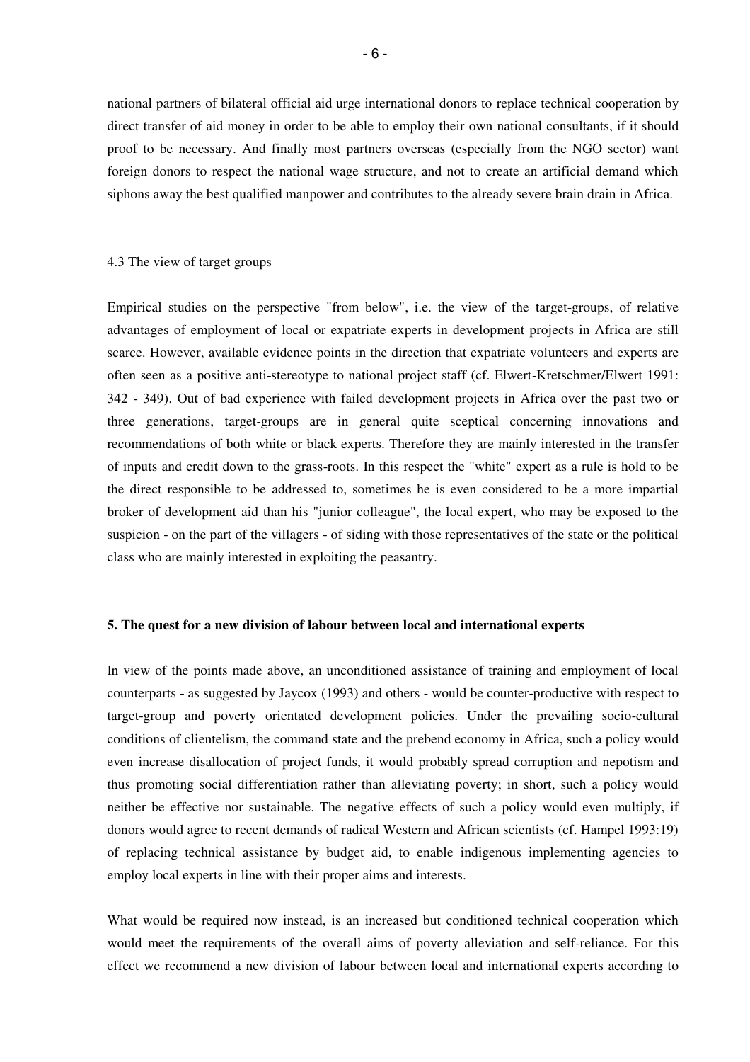national partners of bilateral official aid urge international donors to replace technical cooperation by direct transfer of aid money in order to be able to employ their own national consultants, if it should proof to be necessary. And finally most partners overseas (especially from the NGO sector) want foreign donors to respect the national wage structure, and not to create an artificial demand which siphons away the best qualified manpower and contributes to the already severe brain drain in Africa.

### 4.3 The view of target groups

Empirical studies on the perspective "from below", i.e. the view of the target-groups, of relative advantages of employment of local or expatriate experts in development projects in Africa are still scarce. However, available evidence points in the direction that expatriate volunteers and experts are often seen as a positive anti-stereotype to national project staff (cf. Elwert-Kretschmer/Elwert 1991: 342 - 349). Out of bad experience with failed development projects in Africa over the past two or three generations, target-groups are in general quite sceptical concerning innovations and recommendations of both white or black experts. Therefore they are mainly interested in the transfer of inputs and credit down to the grass-roots. In this respect the "white" expert as a rule is hold to be the direct responsible to be addressed to, sometimes he is even considered to be a more impartial broker of development aid than his "junior colleague", the local expert, who may be exposed to the suspicion - on the part of the villagers - of siding with those representatives of the state or the political class who are mainly interested in exploiting the peasantry.

## 5. The quest for a new division of labour between local and international experts

In view of the points made above, an unconditioned assistance of training and employment of local counterparts - as suggested by Jaycox (1993) and others - would be counter-productive with respect to target-group and poverty orientated development policies. Under the prevailing socio-cultural conditions of clientelism, the command state and the prebend economy in Africa, such a policy would even increase disallocation of project funds, it would probably spread corruption and nepotism and thus promoting social differentiation rather than alleviating poverty; in short, such a policy would neither be effective nor sustainable. The negative effects of such a policy would even multiply, if donors would agree to recent demands of radical Western and African scientists (cf. Hampel 1993:19) of replacing technical assistance by budget aid, to enable indigenous implementing agencies to employ local experts in line with their proper aims and interests.

What would be required now instead, is an increased but conditioned technical cooperation which would meet the requirements of the overall aims of poverty alleviation and self-reliance. For this effect we recommend a new division of labour between local and international experts according to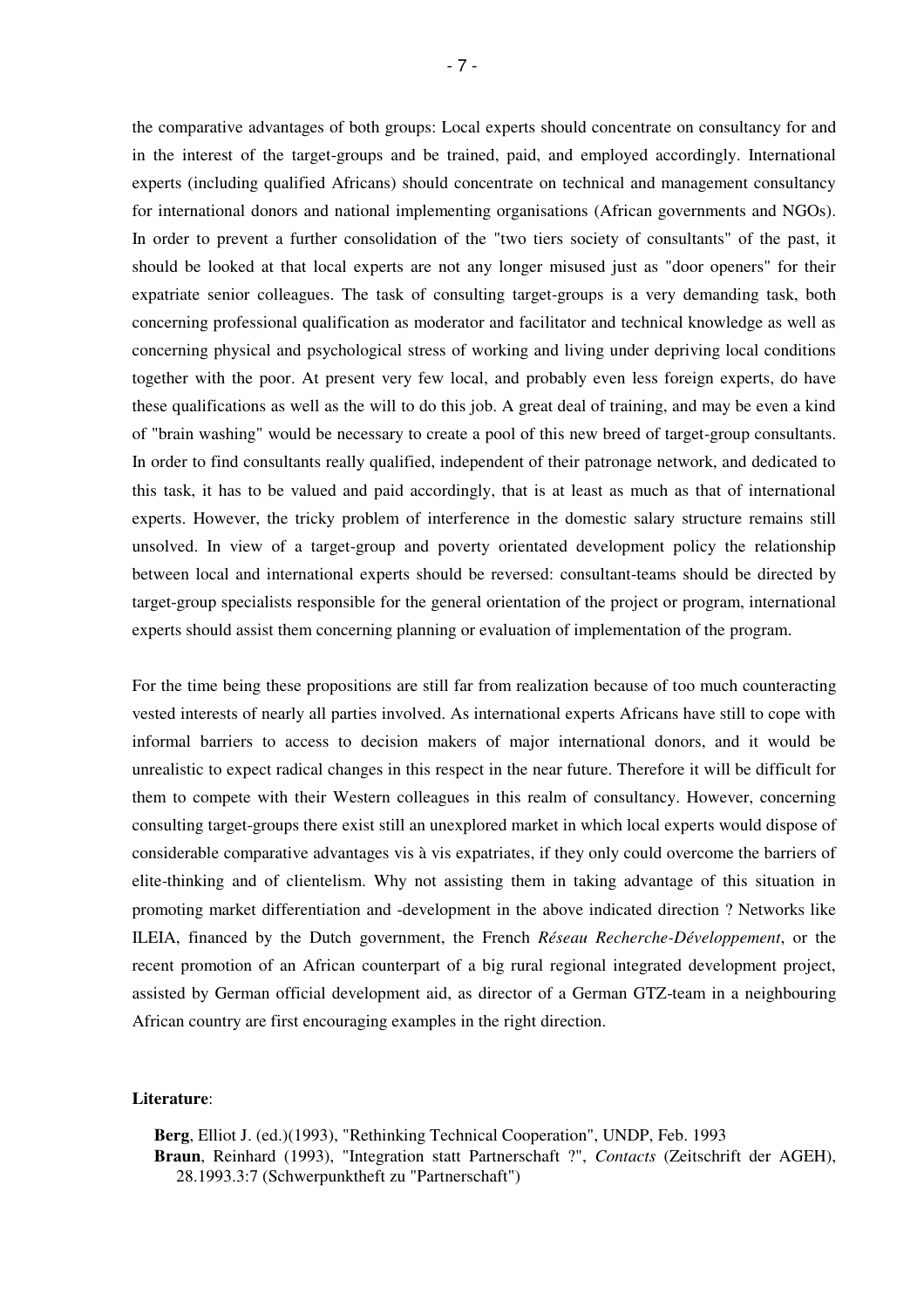the comparative advantages of both groups: Local experts should concentrate on consultancy for and in the interest of the target-groups and be trained, paid, and employed accordingly. International experts (including qualified Africans) should concentrate on technical and management consultancy for international donors and national implementing organisations (African governments and NGOs). In order to prevent a further consolidation of the "two tiers society of consultants" of the past, it should be looked at that local experts are not any longer misused just as "door openers" for their expatriate senior colleagues. The task of consulting target-groups is a very demanding task, both concerning professional qualification as moderator and facilitator and technical knowledge as well as concerning physical and psychological stress of working and living under depriving local conditions together with the poor. At present very few local, and probably even less foreign experts, do have these qualifications as well as the will to do this job. A great deal of training, and may be even a kind of "brain washing" would be necessary to create a pool of this new breed of target-group consultants. In order to find consultants really qualified, independent of their patronage network, and dedicated to this task, it has to be valued and paid accordingly, that is at least as much as that of international experts. However, the tricky problem of interference in the domestic salary structure remains still unsolved. In view of a target-group and poverty orientated development policy the relationship between local and international experts should be reversed: consultant-teams should be directed by target-group specialists responsible for the general orientation of the project or program, international experts should assist them concerning planning or evaluation of implementation of the program.

For the time being these propositions are still far from realization because of too much counteracting vested interests of nearly all parties involved. As international experts Africans have still to cope with informal barriers to access to decision makers of major international donors, and it would be unrealistic to expect radical changes in this respect in the near future. Therefore it will be difficult for them to compete with their Western colleagues in this realm of consultancy. However, concerning consulting target-groups there exist still an unexplored market in which local experts would dispose of considerable comparative advantages vis à vis expatriates, if they only could overcome the barriers of elite-thinking and of clientelism. Why not assisting them in taking advantage of this situation in promoting market differentiation and -development in the above indicated direction ? Networks like ILEIA, financed by the Dutch government, the French *Réseau Recherche-Développement*, or the recent promotion of an African counterpart of a big rural regional integrated development project, assisted by German official development aid, as director of a German GTZ-team in a neighbouring African country are first encouraging examples in the right direction.

**Literature**:

**Berg**, Elliot J. (ed.)(1993), "Rethinking Technical Cooperation", UNDP, Feb. 1993

**Braun**, Reinhard (1993), "Integration statt Partnerschaft ?", *Contacts* (Zeitschrift der AGEH), 28.1993.3:7 (Schwerpunktheft zu "Partnerschaft")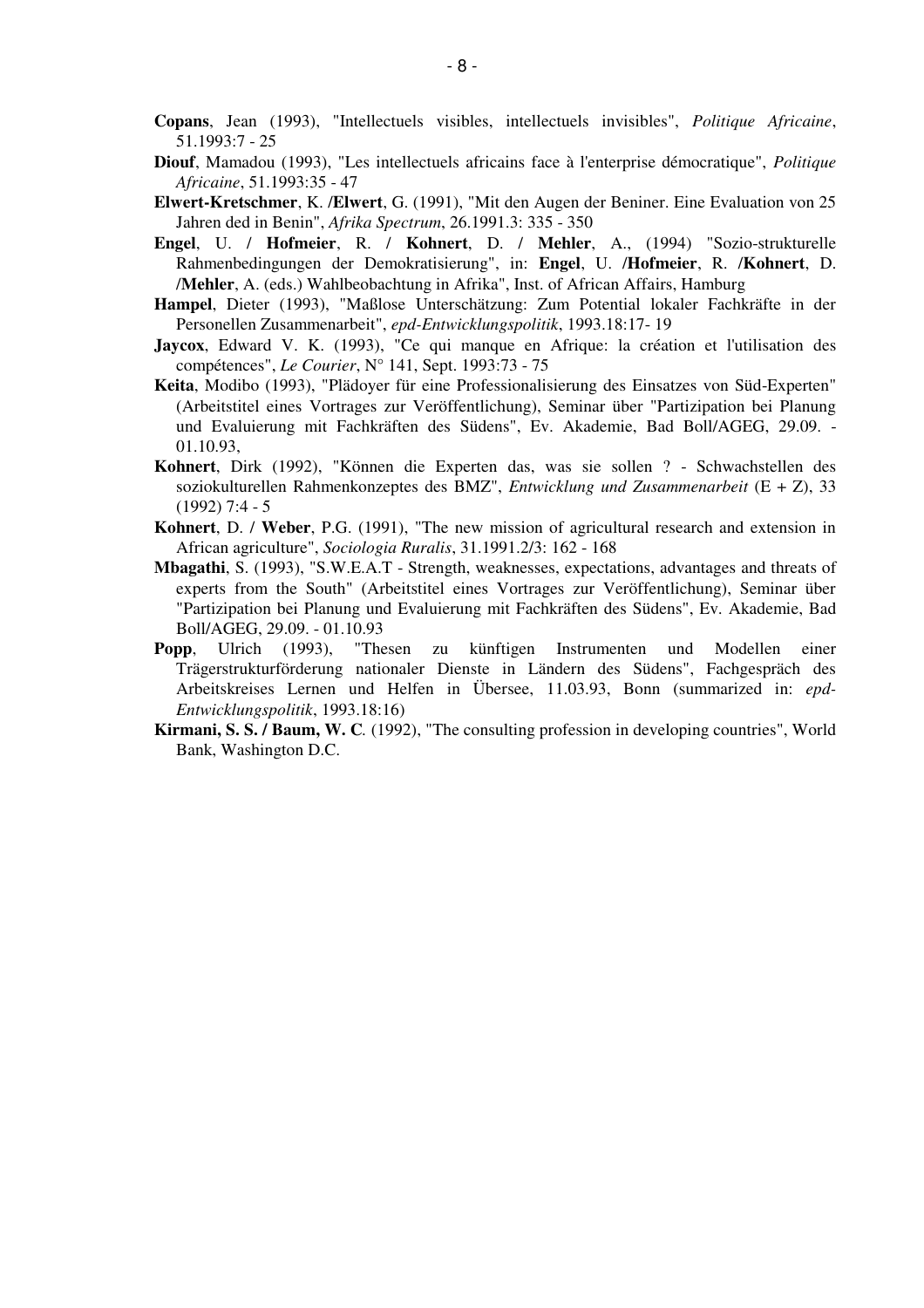**Copans**, Jean (1993), "Intellectuels visibles, intellectuels invisibles", *Politique Africaine*, 51.1993:7 - 25

**Diouf**, Mamadou (1993), "Les intellectuels africains face à l'enterprise démocratique", *Politique Africaine*, 51.1993:35 - 47

**Elwert-Kretschmer**, K. /**Elwert**, G. (1991), "Mit den Augen der Beniner. Eine Evaluation von 25 Jahren ded in Benin", *Afrika Spectrum*, 26.1991.3: 335 - 350

**Engel**, U. / **Hofmeier**, R. / **Kohnert**, D. / **Mehler**, A., (1994) "Sozio-strukturelle Rahmenbedingungen der Demokratisierung", in: **Engel**, U. /**Hofmeier**, R. /**Kohnert**, D. /**Mehler**, A. (eds.) Wahlbeobachtung in Afrika", Inst. of African Affairs, Hamburg

**Hampel**, Dieter (1993), "Maßlose Unterschätzung: Zum Potential lokaler Fachkräfte in der Personellen Zusammenarbeit", *epd-Entwicklungspolitik*, 1993.18:17- 19

**Jaycox**, Edward V. K. (1993), "Ce qui manque en Afrique: la création et l'utilisation des compétences", *Le Courier*, N° 141, Sept. 1993:73 - 75

**Keita**, Modibo (1993), "Plädoyer für eine Professionalisierung des Einsatzes von Süd-Experten" (Arbeitstitel eines Vortrages zur Veröffentlichung), Seminar über "Partizipation bei Planung und Evaluierung mit Fachkräften des Südens", Ev. Akademie, Bad Boll/AGEG, 29.09. - 01.10.93,

**Kohnert**, Dirk (1992), "Können die Experten das, was sie sollen ? - Schwachstellen des soziokulturellen Rahmenkonzeptes des BMZ", *Entwicklung und Zusammenarbeit* (E + Z), 33 (1992) 7:4 - 5

**Kohnert**, D. / **Weber**, P.G. (1991), "The new mission of agricultural research and extension in African agriculture", *Sociologia Ruralis*, 31.1991.2/3: 162 - 168

**Mbagathi**, S. (1993), "S.W.E.A.T - Strength, weaknesses, expectations, advantages and threats of experts from the South" (Arbeitstitel eines Vortrages zur Veröffentlichung), Seminar über "Partizipation bei Planung und Evaluierung mit Fachkräften des Südens", Ev. Akademie, Bad Boll/AGEG, 29.09. - 01.10.93

**Popp**, Ulrich (1993), "Thesen zu künftigen Instrumenten und Modellen einer Trägerstrukturförderung nationaler Dienste in Ländern des Südens", Fachgespräch des Arbeitskreises Lernen und Helfen in Übersee, 11.03.93, Bonn (summarized in: *epd-Entwicklungspolitik*, 1993.18:16)

**Kirmani, S. S. / Baum, W. C**. (1992), "The consulting profession in developing countries", World Bank, Washington D.C.